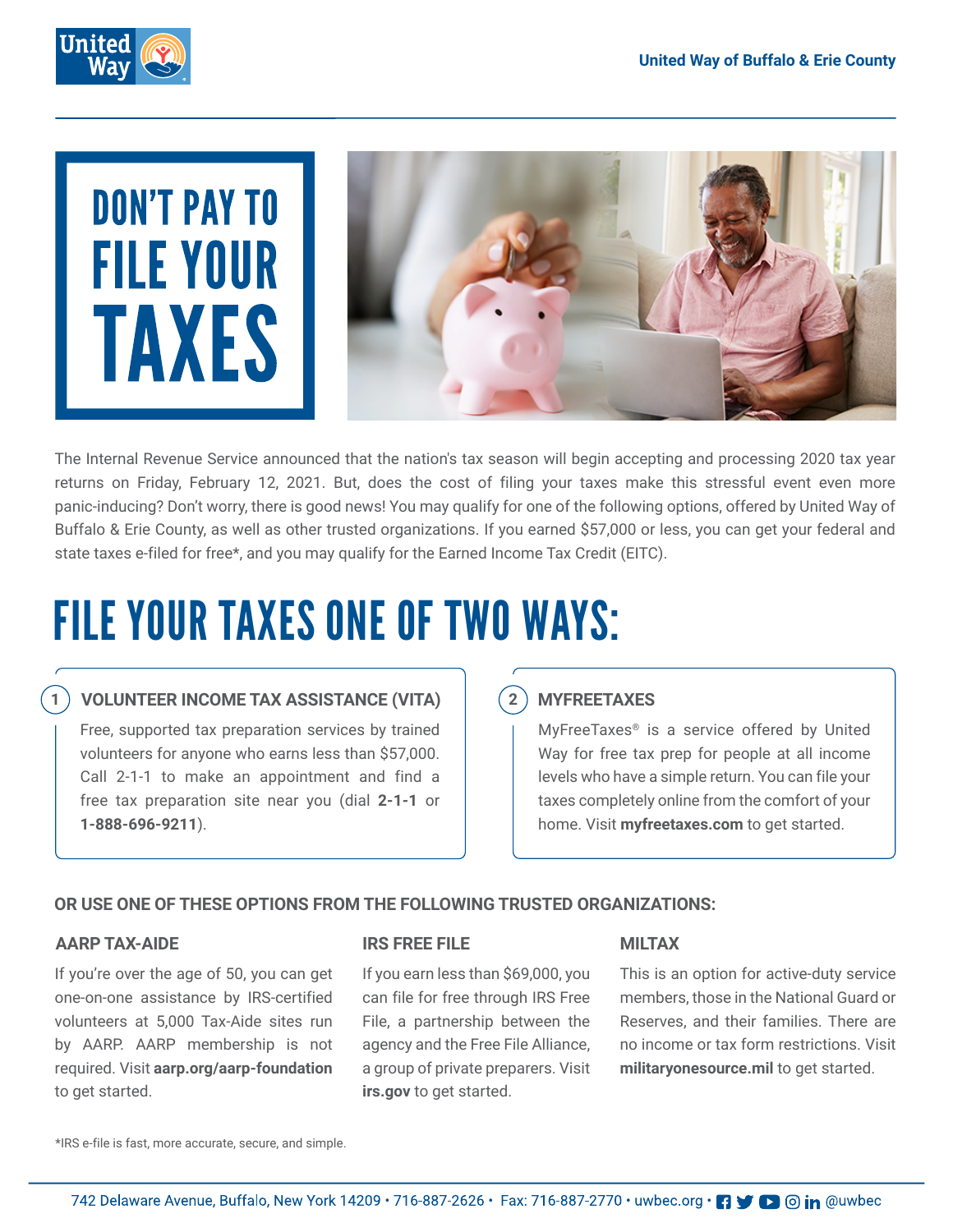United Way of Buffalo & Erie County

# DON'T PAY TO FILE YOUR TAXES

The Internal Revenue Service announced that the nation's tax season will begin accepting and processing 2020 tax year returns on Friday, February 12, 2021. But, does the cost of filing your taxes make this stressful event even more panic-inducing? Don't worry, there is good news! You may qualify for one of the following options, offered by United Way of Buffalo & Erie County, as well as other trusted organizations. If you earned $57,000 or less, you can get your federal and state taxes e-filed for free*, and you may qualify for the Earned Income Tax Credit (EITC).

## FILE YOUR TAXES ONE OF TWO WAYS:

### 1. VOLUNTEER INCOME TAX ASSISTANCE (VITA)

Free, supported tax preparation services by trained volunteers for anyone who earns less than $57,000. Call 2-1-1 to make an appointment and find a free tax preparation site near you (dial **2-1-1** or **1-888-696-9211**).

### 2. MYFREETAXES

MyFreeTaxes® is a service offered by United Way for free tax prep for people at all income levels who have a simple return. You can file your taxes completely online from the comfort of your home. Visit **myfreetaxes.com** to get started.

### OR USE ONE OF THESE OPTIONS FROM THE FOLLOWING TRUSTED ORGANIZATIONS:

#### AARP TAX-AIDE

If you're over the age of 50, you can get one-on-one assistance by IRS-certified volunteers at 5,000 Tax-Aide sites run by AARP. AARP membership is not required. Visit **aarp.org/aarp-foundation** to get started.

#### IRS FREE FILE

If you earn less than $69,000, you can file for free through IRS Free File, a partnership between the agency and the Free File Alliance, a group of private preparers. Visit **irs.gov** to get started.

#### MILTAX

This is an option for active-duty service members, those in the National Guard or Reserves, and their families. There are no income or tax form restrictions. Visit **militaryonesource.mil** to get started.

*IRS e-file is fast, more accurate, secure, and simple.

742 Delaware Avenue, Buffalo, New York 14209 • 716-887-2626 • Fax: 716-887-2770 • uwbec.org • @uwbec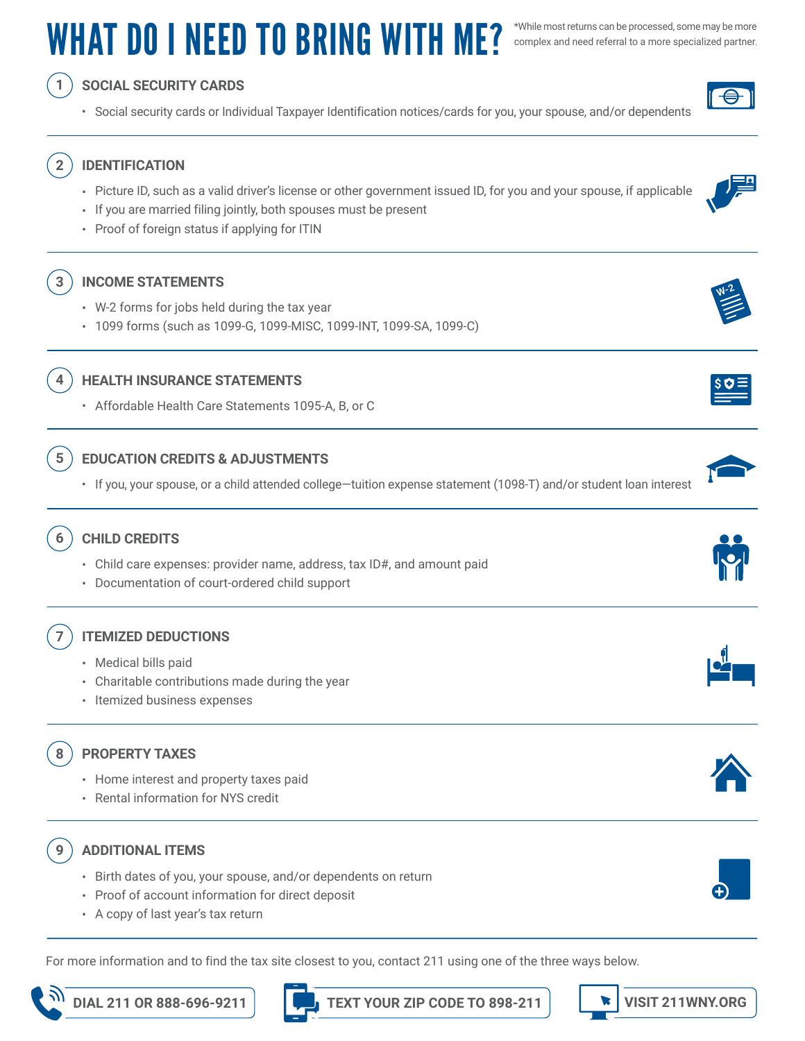# WHAT DO I NEED TO BRING WITH ME?

*While most returns can be processed, some may be more complex and need referral to a more specialized partner.

## 1 SOCIAL SECURITY CARDS

- Social security cards or Individual Taxpayer Identification notices/cards for you, your spouse, and/or dependents

## 2 IDENTIFICATION

- Picture ID, such as a valid driver's license or other government issued ID, for you and your spouse, if applicable
- If you are married filing jointly, both spouses must be present
- Proof of foreign status if applying for ITIN

## 3 INCOME STATEMENTS

- W-2 forms for jobs held during the tax year
- 1099 forms (such as 1099-G, 1099-MISC, 1099-INT, 1099-SA, 1099-C)

## 4 HEALTH INSURANCE STATEMENTS

- Affordable Health Care Statements 1095-A, B, or C

## 5 EDUCATION CREDITS & ADJUSTMENTS

- If you, your spouse, or a child attended college—tuition expense statement (1098-T) and/or student loan interest

## 6 CHILD CREDITS

- Child care expenses: provider name, address, tax ID#, and amount paid
- Documentation of court-ordered child support

## 7 ITEMIZED DEDUCTIONS

- Medical bills paid
- Charitable contributions made during the year
- Itemized business expenses

## 8 PROPERTY TAXES

- Home interest and property taxes paid
- Rental information for NYS credit

## 9 ADDITIONAL ITEMS

- Birth dates of you, your spouse, and/or dependents on return
- Proof of account information for direct deposit
- A copy of last year's tax return

For more information and to find the tax site closest to you, contact 211 using one of the three ways below.

**DIAL 211 OR 888-696-9211**

**TEXT YOUR ZIP CODE TO 898-211**

**VISIT 211WNY.ORG**